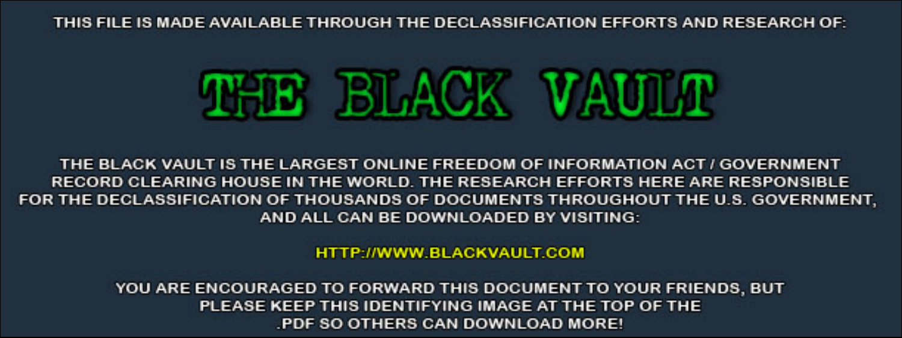THIS FILE IS MADE AVAILABLE THROUGH THE DECLASSIFICATION EFFORTS AND RESEARCH OF:

# THE BLACK VAULT

THE BLACK VAULT IS THE LARGEST ONLINE FREEDOM OF INFORMATION ACT / GOVERNMENT RECORD CLEARING HOUSE IN THE WORLD. THE RESEARCH EFFORTS HERE ARE RESPONSIBLE FOR THE DECLASSIFICATION OF THOUSANDS OF DOCUMENTS THROUGHOUT THE U.S. GOVERNMENT, AND ALL CAN BE DOWNLOADED BY VISITING:

HTTP://WWW.BLACKVAULT.COM

YOU ARE ENCOURAGED TO FORWARD THIS DOCUMENT TO YOUR FRIENDS, BUT PLEASE KEEP THIS IDENTIFYING IMAGE AT THE TOP OF THE .PDF SO OTHERS CAN DOWNLOAD MORE!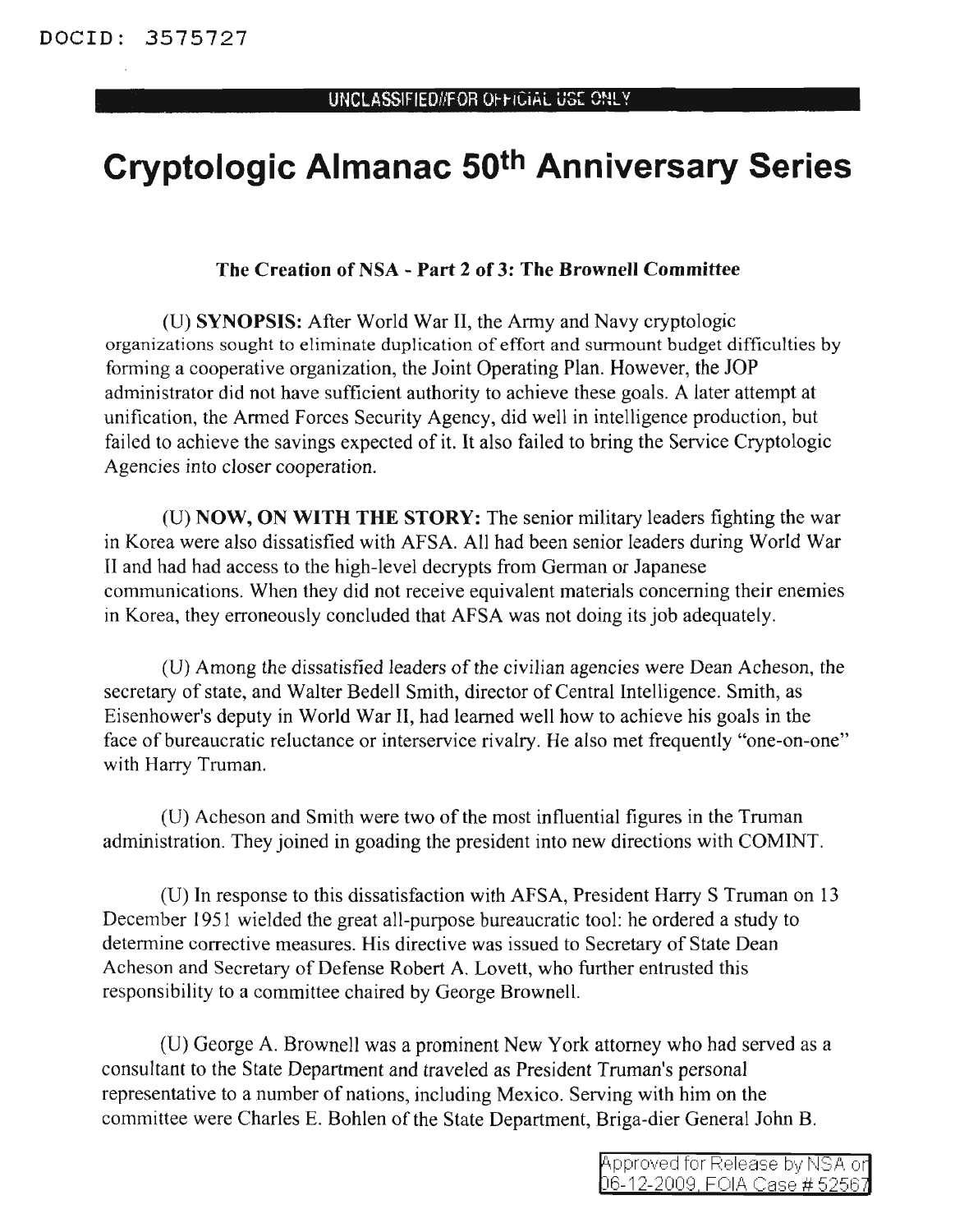DOCID: 3575727

UNCLASSIFIED//FOR OFFICIAL USE ONLY

# Cryptologic Almanac 50th Anniversary Series

**The Creation of NSA - Part 2 of 3: The Brownell Committee**

(U) **SYNOPSIS:** After World War II, the Army and Navy cryptologic organizations sought to eliminate duplication of effort and surmount budget difficulties by forming a cooperative organization, the Joint Operating Plan. However, the JOP administrator did not have sufficient authority to achieve these goals. A later attempt at unification, the Armed Forces Security Agency, did well in intelligence production, but failed to achieve the savings expected of it. It also failed to bring the Service Cryptologic Agencies into closer cooperation.

(U) **NOW, ON WITH THE STORY:** The senior military leaders fighting the war in Korea were also dissatisfied with AFSA. All had been senior leaders during World War II and had had access to the high-level decrypts from German or Japanese communications. When they did not receive equivalent materials concerning their enemies in Korea, they erroneously concluded that AFSA was not doing its job adequately.

(U) Among the dissatisfied leaders of the civilian agencies were Dean Acheson, the secretary of state, and Walter Bedell Smith, director of Central Intelligence. Smith, as Eisenhower's deputy in World War II, had learned well how to achieve his goals in the face of bureaucratic reluctance or interservice rivalry. He also met frequently "one-on-one" with Harry Truman.

(U) Acheson and Smith were two of the most influential figures in the Truman administration. They joined in goading the president into new directions with COMINT.

(U) In response to this dissatisfaction with AFSA, President Harry S Truman on 13 December 1951 wielded the great all-purpose bureaucratic tool: he ordered a study to determine corrective measures. His directive was issued to Secretary of State Dean Acheson and Secretary of Defense Robert A. Lovett, who further entrusted this responsibility to a committee chaired by George Brownell.

(U) George A. Brownell was a prominent New York attorney who had served as a consultant to the State Department and traveled as President Truman's personal representative to a number of nations, including Mexico. Serving with him on the committee were Charles E. Bohlen of the State Department, Briga-dier General John B.

Approved for Release by NSA on 06-12-2009, FOIA Case # 52567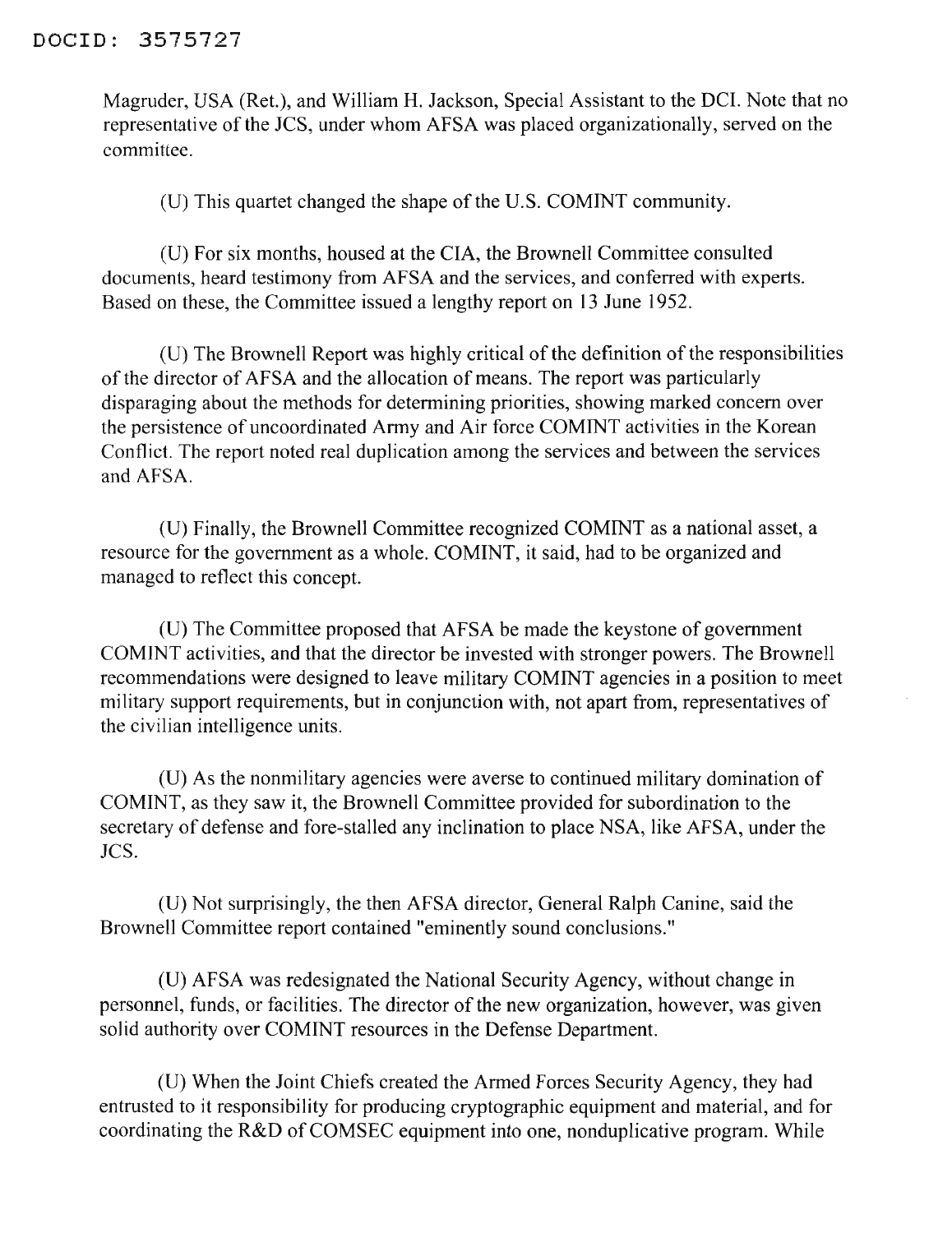Magruder, USA (Ret.), and William H. Jackson, Special Assistant to the DCI. Note that no representative of the JCS, under whom AFSA was placed organizationally, served on the committee.

(U) This quartet changed the shape of the U.S. COMINT community.

(U) For six months, housed at the CIA, the Brownell Committee consulted documents, heard testimony from AFSA and the services, and conferred with experts. Based on these, the Committee issued a lengthy report on 13 June 1952.

(U) The Brownell Report was highly critical of the definition of the responsibilities of the director of AFSA and the allocation of means. The report was particularly disparaging about the methods for determining priorities, showing marked concern over the persistence of uncoordinated Army and Air force COMINT activities in the Korean Conflict. The report noted real duplication among the services and between the services and AFSA.

(U) Finally, the Brownell Committee recognized COMINT as a national asset, a resource for the government as a whole. COMINT, it said, had to be organized and managed to reflect this concept.

(U) The Committee proposed that AFSA be made the keystone of government COMINT activities, and that the director be invested with stronger powers. The Brownell recommendations were designed to leave military COMINT agencies in a position to meet military support requirements, but in conjunction with, not apart from, representatives of the civilian intelligence units.

(U) As the nonmilitary agencies were averse to continued military domination of COMINT, as they saw it, the Brownell Committee provided for subordination to the secretary of defense and fore-stalled any inclination to place NSA, like AFSA, under the JCS.

(U) Not surprisingly, the then AFSA director, General Ralph Canine, said the Brownell Committee report contained "eminently sound conclusions."

(U) AFSA was redesignated the National Security Agency, without change in personnel, funds, or facilities. The director of the new organization, however, was given solid authority over COMINT resources in the Defense Department.

(U) When the Joint Chiefs created the Armed Forces Security Agency, they had entrusted to it responsibility for producing cryptographic equipment and material, and for coordinating the R&D of COMSEC equipment into one, nonduplicative program. While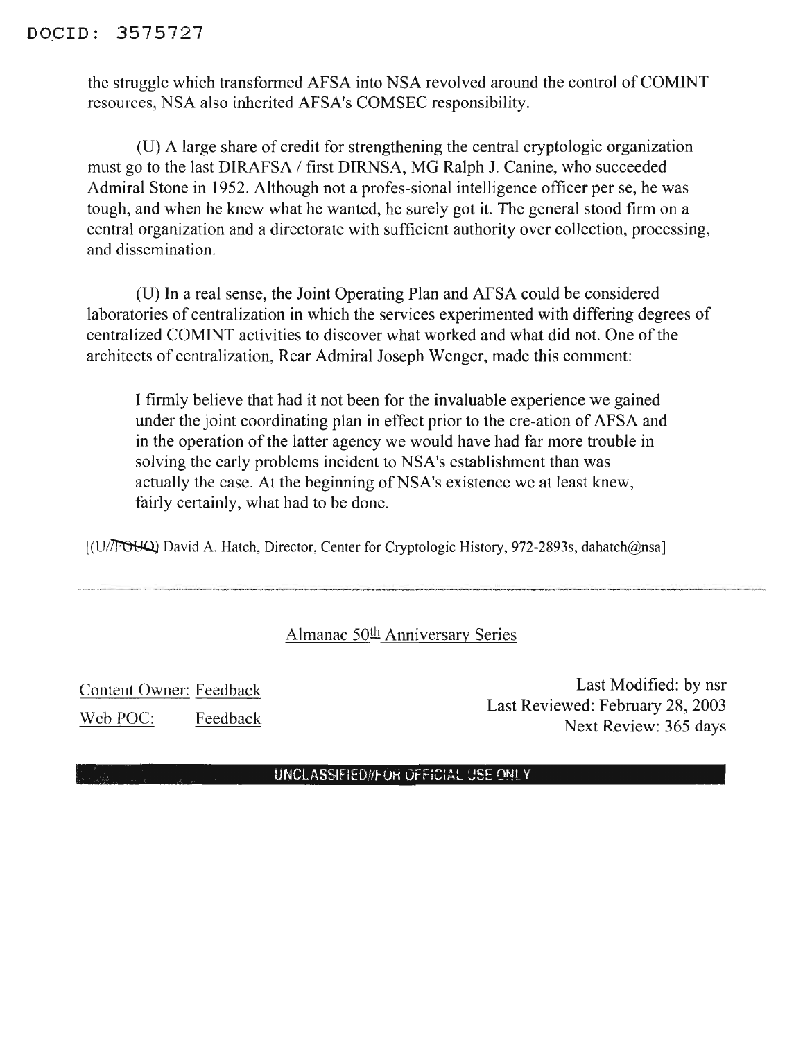the struggle which transformed AFSA into NSA revolved around the control of COMINT resources, NSA also inherited AFSA's COMSEC responsibility.

(U) A large share of credit for strengthening the central cryptologic organization must go to the last DIRAFSA / first DIRNSA, MG Ralph J. Canine, who succeeded Admiral Stone in 1952. Although not a profes-sional intelligence officer per se, he was tough, and when he knew what he wanted, he surely got it. The general stood firm on a central organization and a directorate with sufficient authority over collection, processing, and dissemination.

(U) In a real sense, the Joint Operating Plan and AFSA could be considered laboratories of centralization in which the services experimented with differing degrees of centralized COMINT activities to discover what worked and what did not. One of the architects of centralization, Rear Admiral Joseph Wenger, made this comment:

> I firmly believe that had it not been for the invaluable experience we gained under the joint coordinating plan in effect prior to the cre-ation of AFSA and in the operation of the latter agency we would have had far more trouble in solving the early problems incident to NSA's establishment than was actually the case. At the beginning of NSA's existence we at least knew, fairly certainly, what had to be done.

[(U//FOUO) David A. Hatch, Director, Center for Cryptologic History, 972-2893s, dahatch@nsa]

---

Almanac 50th Anniversary Series

Content Owner: Feedback
Web POC: Feedback

Last Modified: by nsr
Last Reviewed: February 28, 2003
Next Review: 365 days

UNCLASSIFIED//FOR OFFICIAL USE ONLY